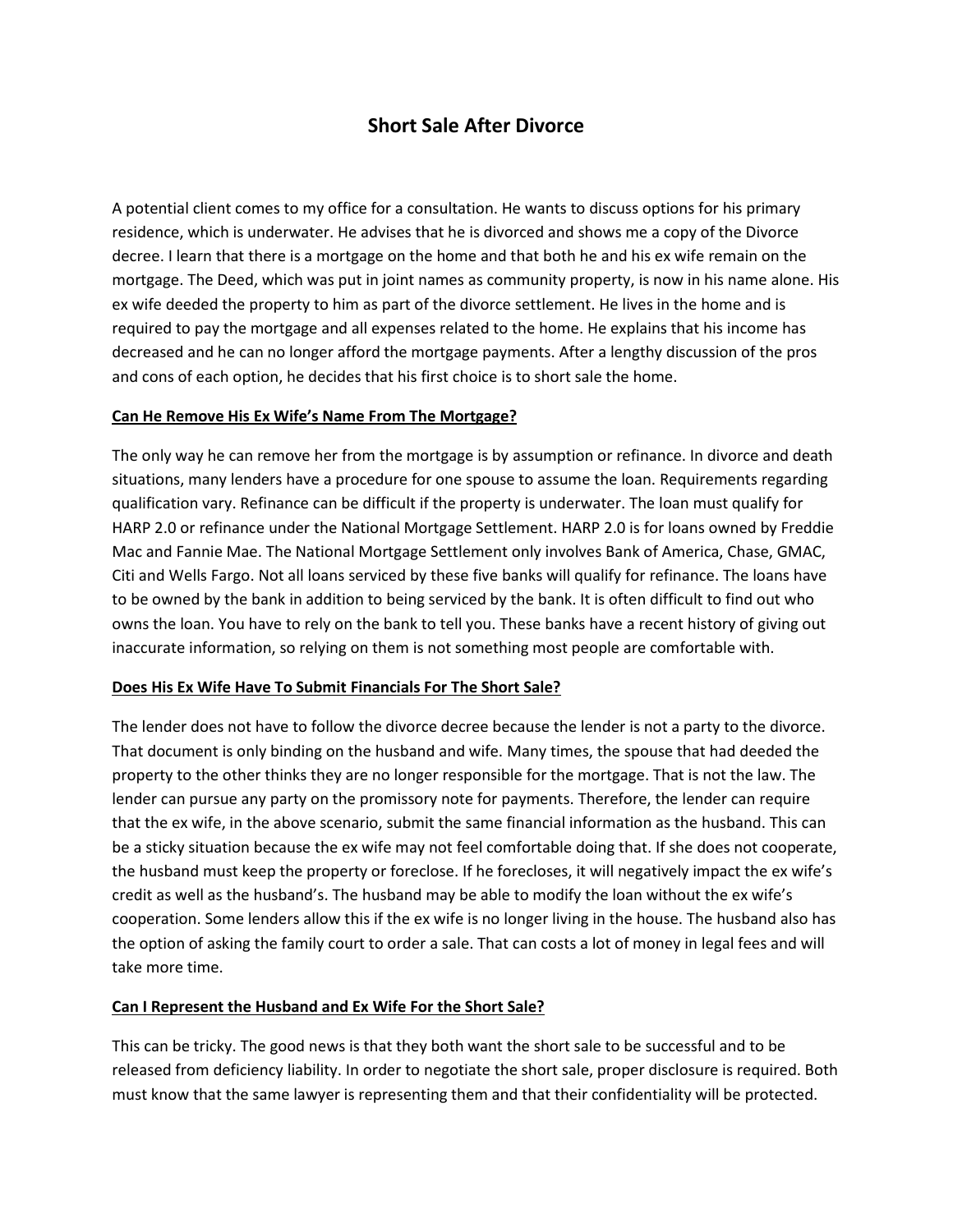# Short Sale After Divorce

A potential client comes to my office for a consultation. He wants to discuss options for his primary residence, which is underwater. He advises that he is divorced and shows me a copy of the Divorce decree. I learn that there is a mortgage on the home and that both he and his ex wife remain on the mortgage. The Deed, which was put in joint names as community property, is now in his name alone. His ex wife deeded the property to him as part of the divorce settlement. He lives in the home and is required to pay the mortgage and all expenses related to the home. He explains that his income has decreased and he can no longer afford the mortgage payments. After a lengthy discussion of the pros and cons of each option, he decides that his first choice is to short sale the home.

## Can He Remove His Ex Wife's Name From The Mortgage?

The only way he can remove her from the mortgage is by assumption or refinance. In divorce and death situations, many lenders have a procedure for one spouse to assume the loan. Requirements regarding qualification vary. Refinance can be difficult if the property is underwater. The loan must qualify for HARP 2.0 or refinance under the National Mortgage Settlement. HARP 2.0 is for loans owned by Freddie Mac and Fannie Mae. The National Mortgage Settlement only involves Bank of America, Chase, GMAC, Citi and Wells Fargo. Not all loans serviced by these five banks will qualify for refinance. The loans have to be owned by the bank in addition to being serviced by the bank. It is often difficult to find out who owns the loan. You have to rely on the bank to tell you. These banks have a recent history of giving out inaccurate information, so relying on them is not something most people are comfortable with.

## Does His Ex Wife Have To Submit Financials For The Short Sale?

The lender does not have to follow the divorce decree because the lender is not a party to the divorce. That document is only binding on the husband and wife. Many times, the spouse that had deeded the property to the other thinks they are no longer responsible for the mortgage. That is not the law. The lender can pursue any party on the promissory note for payments. Therefore, the lender can require that the ex wife, in the above scenario, submit the same financial information as the husband. This can be a sticky situation because the ex wife may not feel comfortable doing that. If she does not cooperate, the husband must keep the property or foreclose. If he forecloses, it will negatively impact the ex wife's credit as well as the husband's. The husband may be able to modify the loan without the ex wife's cooperation. Some lenders allow this if the ex wife is no longer living in the house. The husband also has the option of asking the family court to order a sale. That can costs a lot of money in legal fees and will take more time.

## Can I Represent the Husband and Ex Wife For the Short Sale?

This can be tricky. The good news is that they both want the short sale to be successful and to be released from deficiency liability. In order to negotiate the short sale, proper disclosure is required. Both must know that the same lawyer is representing them and that their confidentiality will be protected.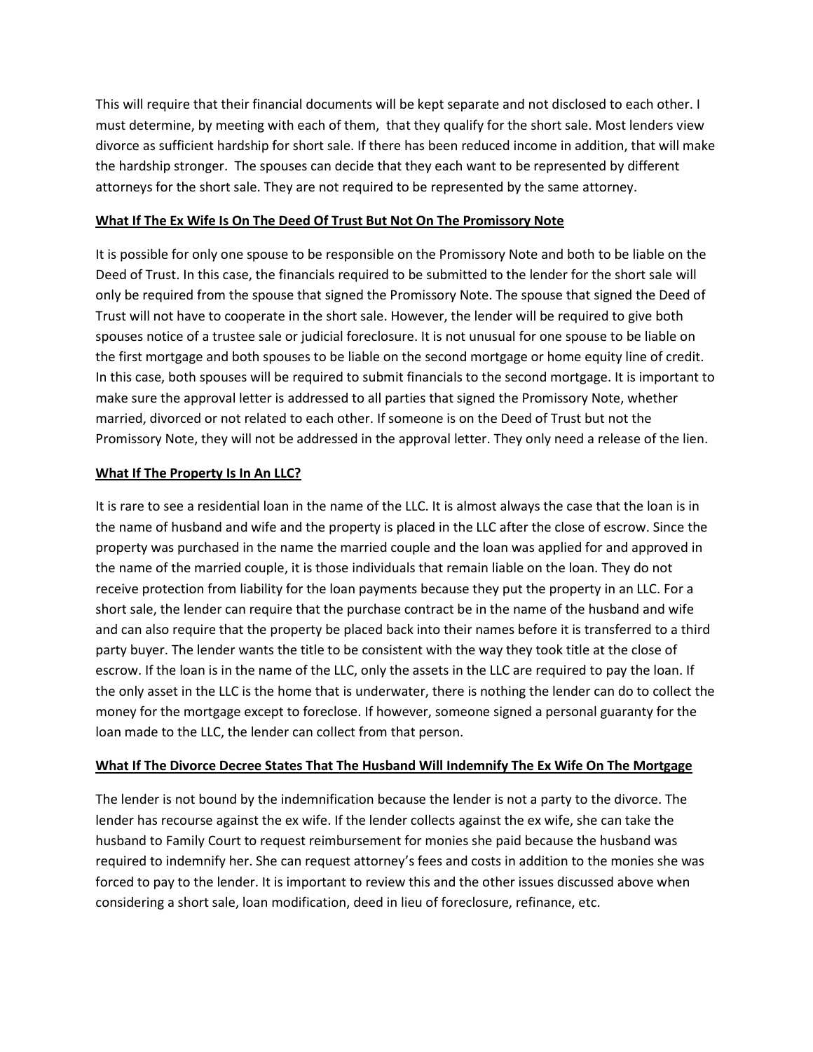This will require that their financial documents will be kept separate and not disclosed to each other. I must determine, by meeting with each of them, that they qualify for the short sale. Most lenders view divorce as sufficient hardship for short sale. If there has been reduced income in addition, that will make the hardship stronger. The spouses can decide that they each want to be represented by different attorneys for the short sale. They are not required to be represented by the same attorney.

**What If The Ex Wife Is On The Deed Of Trust But Not On The Promissory Note**

It is possible for only one spouse to be responsible on the Promissory Note and both to be liable on the Deed of Trust. In this case, the financials required to be submitted to the lender for the short sale will only be required from the spouse that signed the Promissory Note. The spouse that signed the Deed of Trust will not have to cooperate in the short sale. However, the lender will be required to give both spouses notice of a trustee sale or judicial foreclosure. It is not unusual for one spouse to be liable on the first mortgage and both spouses to be liable on the second mortgage or home equity line of credit. In this case, both spouses will be required to submit financials to the second mortgage. It is important to make sure the approval letter is addressed to all parties that signed the Promissory Note, whether married, divorced or not related to each other. If someone is on the Deed of Trust but not the Promissory Note, they will not be addressed in the approval letter. They only need a release of the lien.

**What If The Property Is In An LLC?**

It is rare to see a residential loan in the name of the LLC. It is almost always the case that the loan is in the name of husband and wife and the property is placed in the LLC after the close of escrow. Since the property was purchased in the name the married couple and the loan was applied for and approved in the name of the married couple, it is those individuals that remain liable on the loan. They do not receive protection from liability for the loan payments because they put the property in an LLC. For a short sale, the lender can require that the purchase contract be in the name of the husband and wife and can also require that the property be placed back into their names before it is transferred to a third party buyer. The lender wants the title to be consistent with the way they took title at the close of escrow. If the loan is in the name of the LLC, only the assets in the LLC are required to pay the loan. If the only asset in the LLC is the home that is underwater, there is nothing the lender can do to collect the money for the mortgage except to foreclose. If however, someone signed a personal guaranty for the loan made to the LLC, the lender can collect from that person.

**What If The Divorce Decree States That The Husband Will Indemnify The Ex Wife On The Mortgage**

The lender is not bound by the indemnification because the lender is not a party to the divorce. The lender has recourse against the ex wife. If the lender collects against the ex wife, she can take the husband to Family Court to request reimbursement for monies she paid because the husband was required to indemnify her. She can request attorney's fees and costs in addition to the monies she was forced to pay to the lender. It is important to review this and the other issues discussed above when considering a short sale, loan modification, deed in lieu of foreclosure, refinance, etc.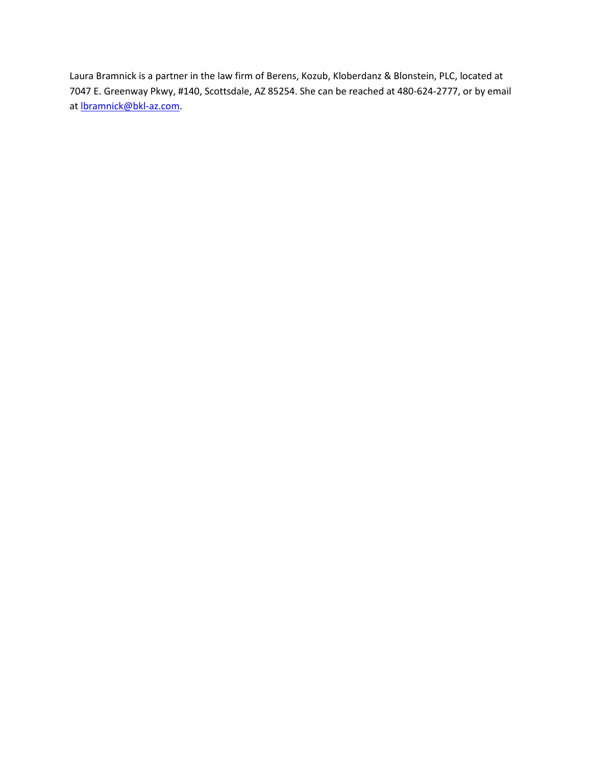Laura Bramnick is a partner in the law firm of Berens, Kozub, Kloberdanz & Blonstein, PLC, located at 7047 E. Greenway Pkwy, #140, Scottsdale, AZ 85254. She can be reached at 480-624-2777, or by email at [lbramnick@bkl-az.com](mailto:lbramnick@bkl-az.com).